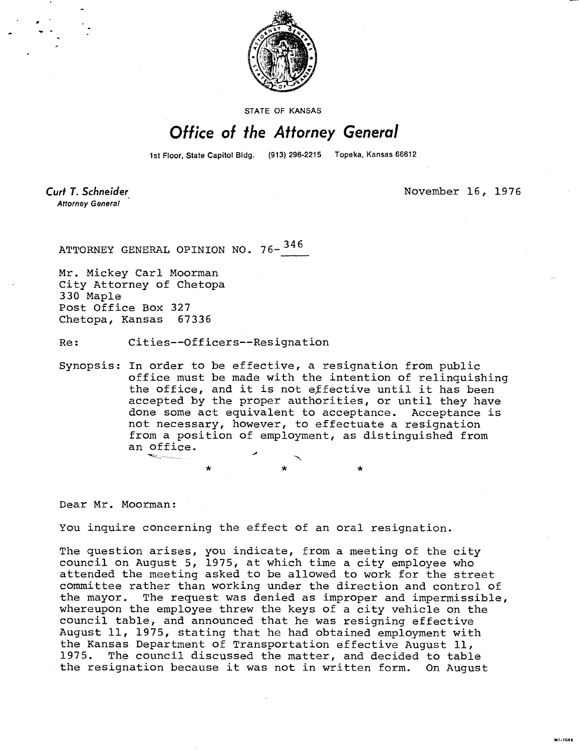STATE OF KANSAS

# Office of the Attorney General

1st Floor, State Capitol Bldg. (913) 296-2215 Topeka, Kansas 66612

*Curt T. Schneider*
*Attorney General*

November 16, 1976

ATTORNEY GENERAL OPINION NO. 76-346

Mr. Mickey Carl Moorman
City Attorney of Chetopa
330 Maple
Post Office Box 327
Chetopa, Kansas 67336

Re: Cities--Officers--Resignation

Synopsis: In order to be effective, a resignation from public office must be made with the intention of relinquishing the office, and it is not effective until it has been accepted by the proper authorities, or until they have done some act equivalent to acceptance. Acceptance is not necessary, however, to effectuate a resignation from a position of employment, as distinguished from an office.

\* \* \*

Dear Mr. Moorman:

You inquire concerning the effect of an oral resignation.

The question arises, you indicate, from a meeting of the city council on August 5, 1975, at which time a city employee who attended the meeting asked to be allowed to work for the street committee rather than working under the direction and control of the mayor. The request was denied as improper and impermissible, whereupon the employee threw the keys of a city vehicle on the council table, and announced that he was resigning effective August 11, 1975, stating that he had obtained employment with the Kansas Department of Transportation effective August 11, 1975. The council discussed the matter, and decided to table the resignation because it was not in written form. On August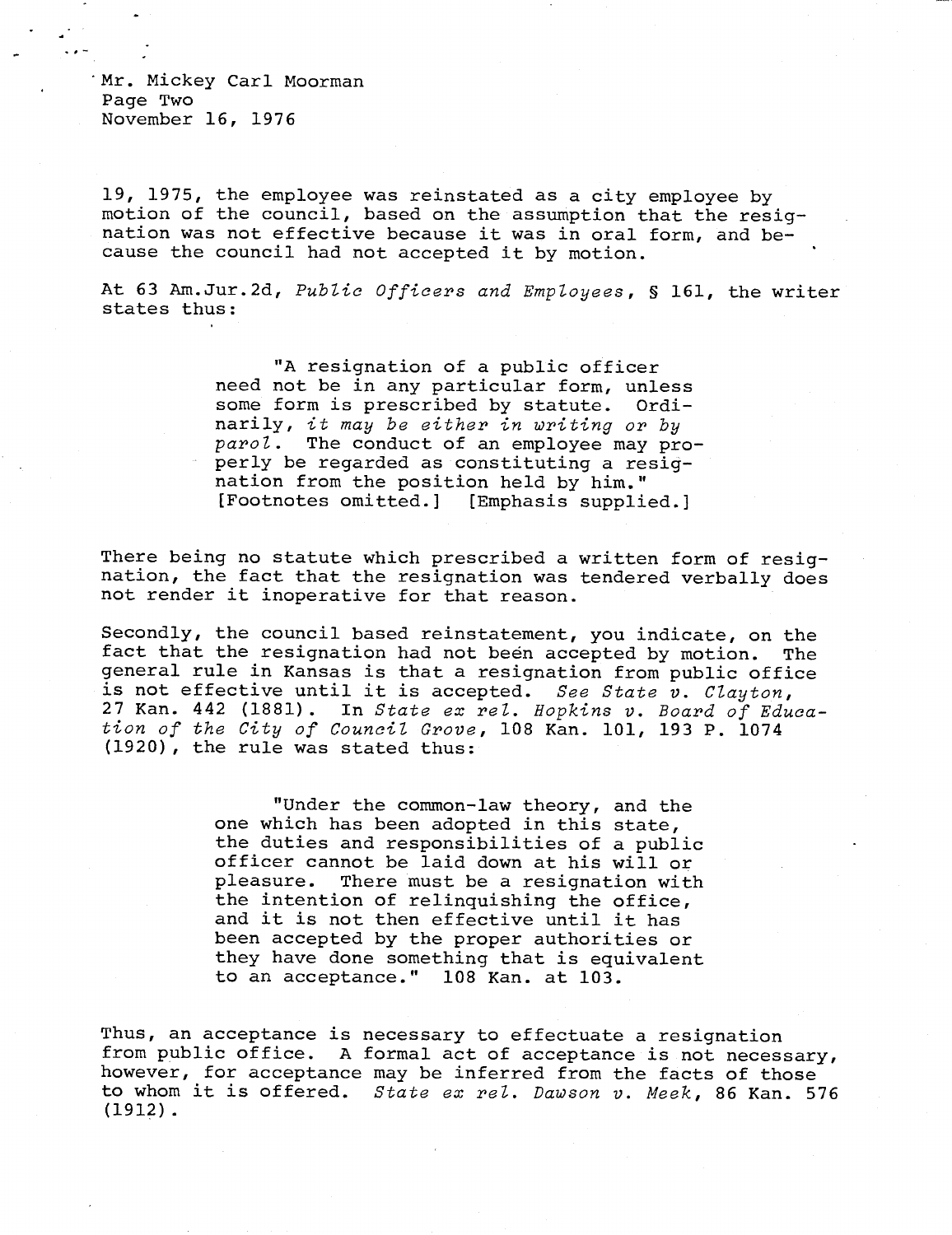19, 1975, the employee was reinstated as a city employee by motion of the council, based on the assumption that the resignation was not effective because it was in oral form, and because the council had not accepted it by motion.

At 63 Am.Jur.2d, *Public Officers and Employees*, § 161, the writer states thus:

> "A resignation of a public officer need not be in any particular form, unless some form is prescribed by statute. Ordinarily, *it may be either in writing or by parol*. The conduct of an employee may properly be regarded as constituting a resignation from the position held by him." [Footnotes omitted.] [Emphasis supplied.]

There being no statute which prescribed a written form of resignation, the fact that the resignation was tendered verbally does not render it inoperative for that reason.

Secondly, the council based reinstatement, you indicate, on the fact that the resignation had not been accepted by motion. The general rule in Kansas is that a resignation from public office is not effective until it is accepted. *See State v. Clayton*, 27 Kan. 442 (1881). In *State ex rel. Hopkins v. Board of Education of the City of Council Grove*, 108 Kan. 101, 193 P. 1074 (1920), the rule was stated thus:

> "Under the common-law theory, and the one which has been adopted in this state, the duties and responsibilities of a public officer cannot be laid down at his will or pleasure. There must be a resignation with the intention of relinquishing the office, and it is not then effective until it has been accepted by the proper authorities or they have done something that is equivalent to an acceptance." 108 Kan. at 103.

Thus, an acceptance is necessary to effectuate a resignation from public office. A formal act of acceptance is not necessary, however, for acceptance may be inferred from the facts of those to whom it is offered. *State ex rel. Dawson v. Meek*, 86 Kan. 576 (1912).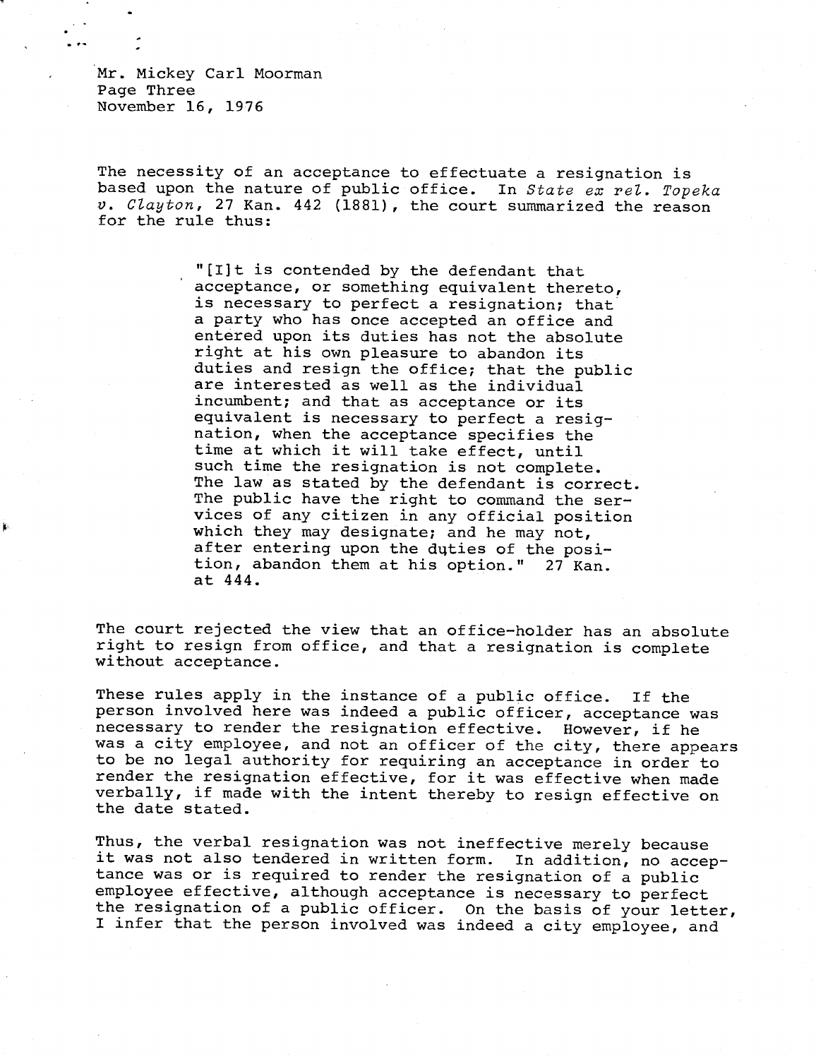Mr. Mickey Carl Moorman
Page Three
November 16, 1976

The necessity of an acceptance to effectuate a resignation is based upon the nature of public office. In *State ex rel. Topeka v. Clayton*, 27 Kan. 442 (1881), the court summarized the reason for the rule thus:

> "[I]t is contended by the defendant that acceptance, or something equivalent thereto, is necessary to perfect a resignation; that a party who has once accepted an office and entered upon its duties has not the absolute right at his own pleasure to abandon its duties and resign the office; that the public are interested as well as the individual incumbent; and that as acceptance or its equivalent is necessary to perfect a resignation, when the acceptance specifies the time at which it will take effect, until such time the resignation is not complete. The law as stated by the defendant is correct. The public have the right to command the services of any citizen in any official position which they may designate; and he may not, after entering upon the duties of the position, abandon them at his option." 27 Kan. at 444.

The court rejected the view that an office-holder has an absolute right to resign from office, and that a resignation is complete without acceptance.

These rules apply in the instance of a public office. If the person involved here was indeed a public officer, acceptance was necessary to render the resignation effective. However, if he was a city employee, and not an officer of the city, there appears to be no legal authority for requiring an acceptance in order to render the resignation effective, for it was effective when made verbally, if made with the intent thereby to resign effective on the date stated.

Thus, the verbal resignation was not ineffective merely because it was not also tendered in written form. In addition, no acceptance was or is required to render the resignation of a public employee effective, although acceptance is necessary to perfect the resignation of a public officer. On the basis of your letter, I infer that the person involved was indeed a city employee, and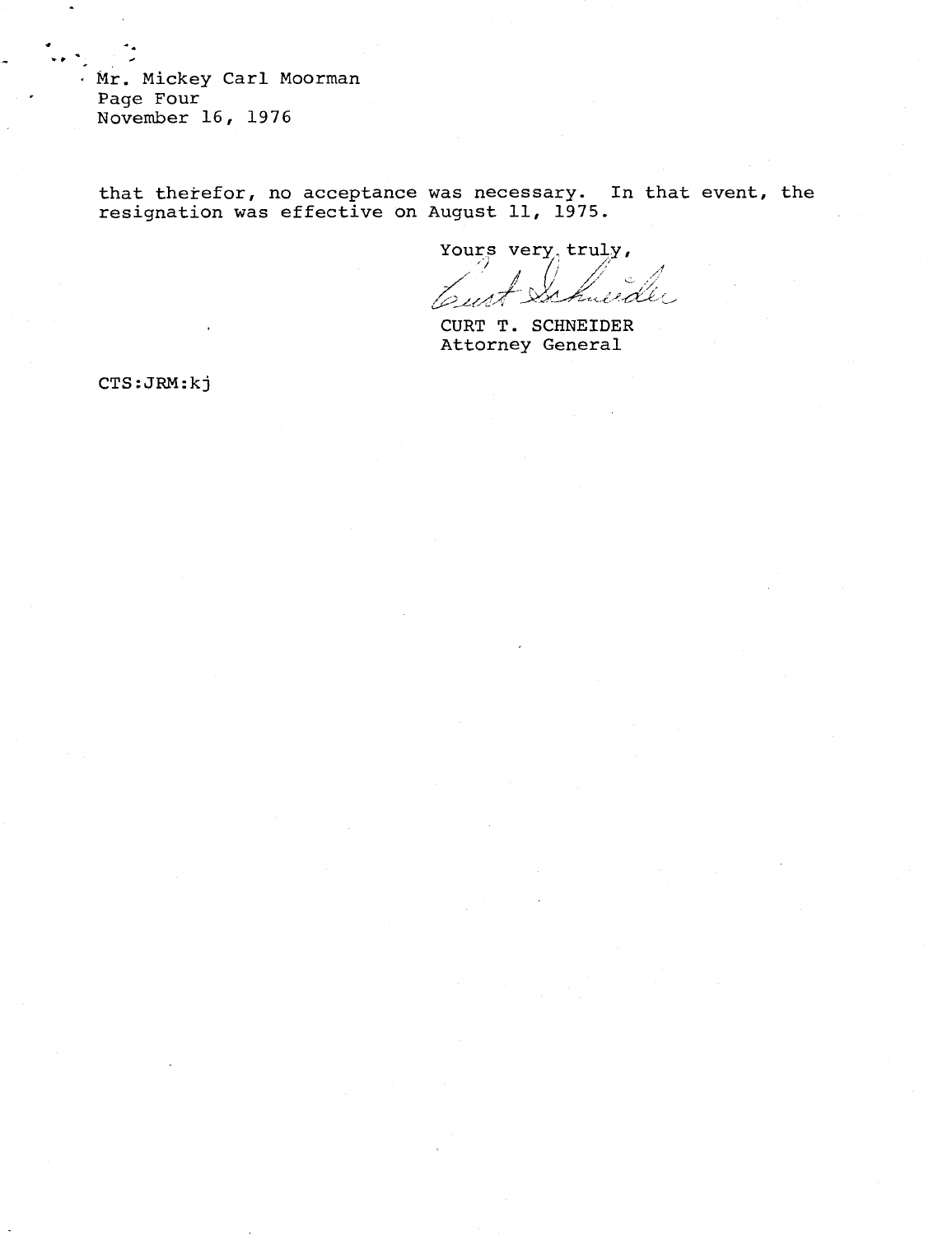Mr. Mickey Carl Moorman
Page Four
November 16, 1976

that therefor, no acceptance was necessary. In that event, the resignation was effective on August 11, 1975.

Yours very truly,

Curt Schneider

CURT T. SCHNEIDER
Attorney General

CTS:JRM:kj